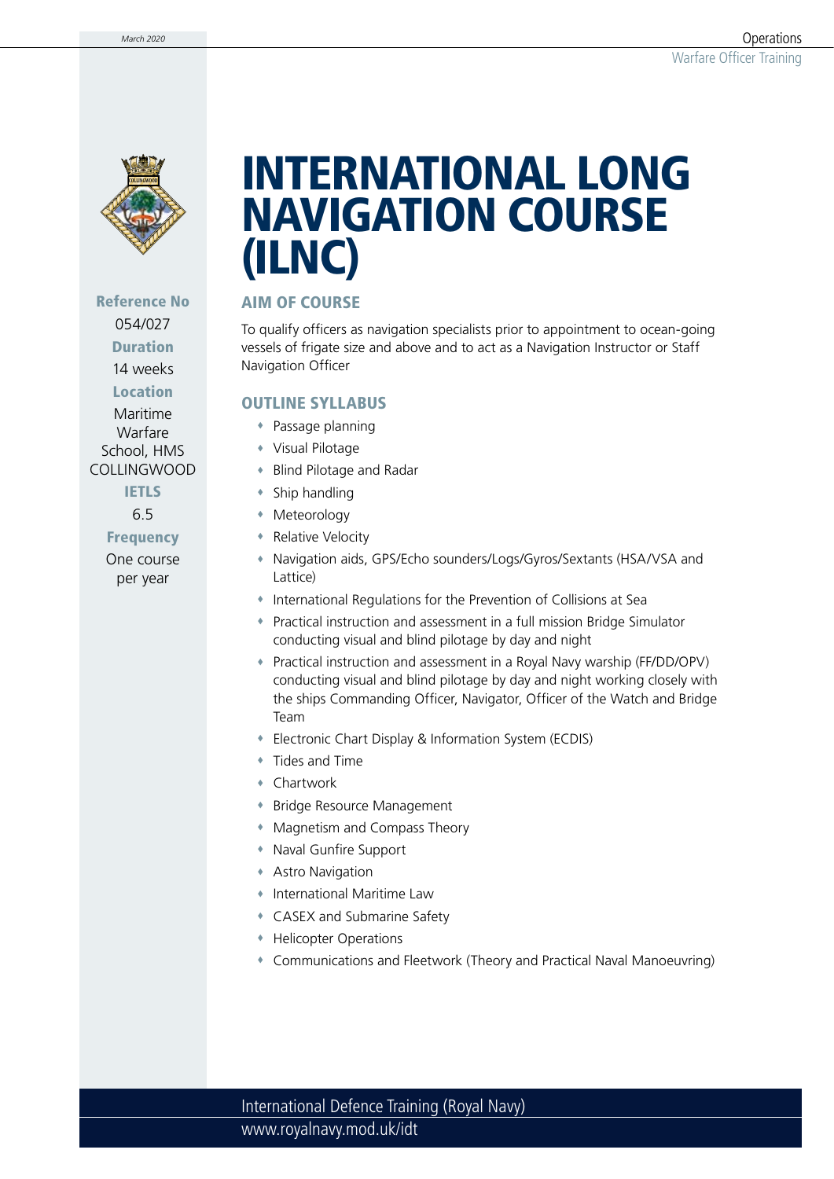# INTERNATIONAL LONG NAVIGATION COURSE (ILNC)

**Reference No**
054/027

**Duration**
14 weeks

**Location**
Maritime Warfare School, HMS COLLINGWOOD

**IETLS**
6.5

**Frequency**
One course per year

## AIM OF COURSE

To qualify officers as navigation specialists prior to appointment to ocean-going vessels of frigate size and above and to act as a Navigation Instructor or Staff Navigation Officer

## OUTLINE SYLLABUS

- Passage planning
- Visual Pilotage
- Blind Pilotage and Radar
- Ship handling
- Meteorology
- Relative Velocity
- Navigation aids, GPS/Echo sounders/Logs/Gyros/Sextants (HSA/VSA and Lattice)
- International Regulations for the Prevention of Collisions at Sea
- Practical instruction and assessment in a full mission Bridge Simulator conducting visual and blind pilotage by day and night
- Practical instruction and assessment in a Royal Navy warship (FF/DD/OPV) conducting visual and blind pilotage by day and night working closely with the ships Commanding Officer, Navigator, Officer of the Watch and Bridge Team
- Electronic Chart Display & Information System (ECDIS)
- Tides and Time
- Chartwork
- Bridge Resource Management
- Magnetism and Compass Theory
- Naval Gunfire Support
- Astro Navigation
- International Maritime Law
- CASEX and Submarine Safety
- Helicopter Operations
- Communications and Fleetwork (Theory and Practical Naval Manoeuvring)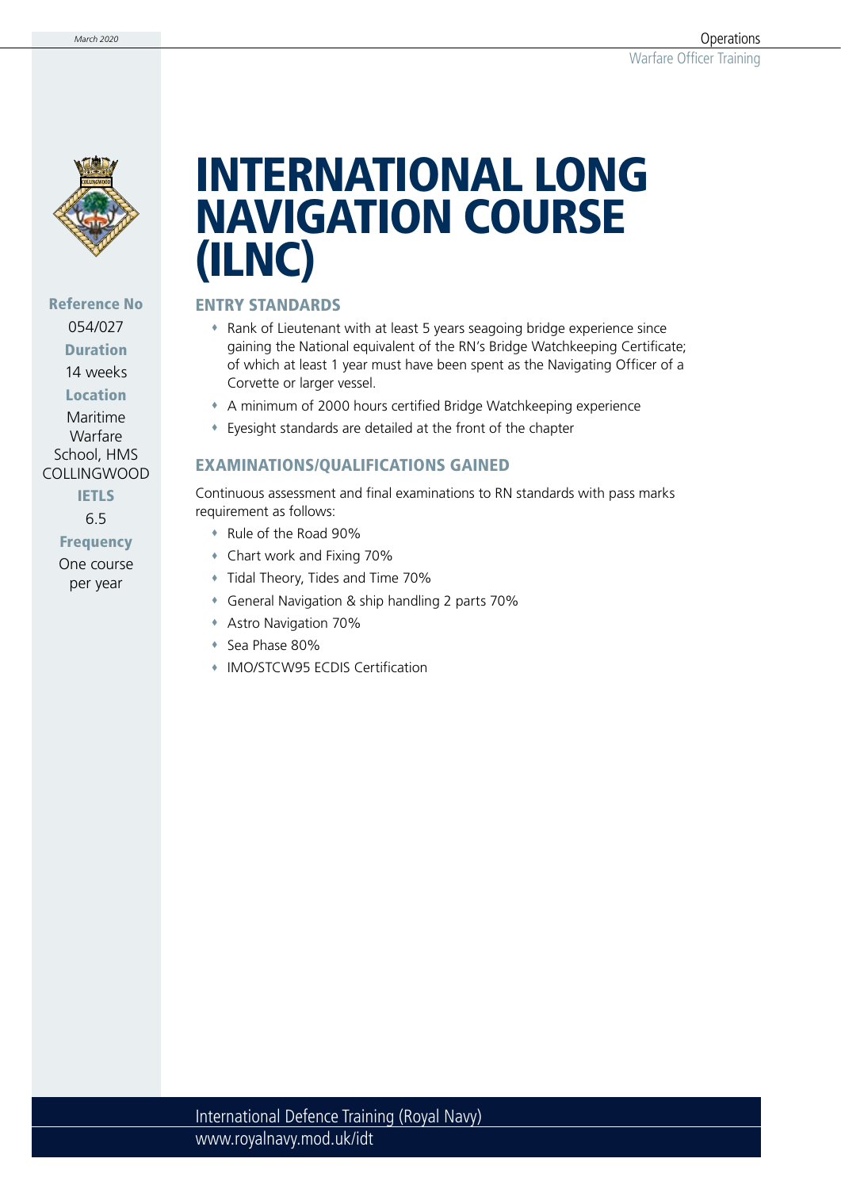# INTERNATIONAL LONG NAVIGATION COURSE (ILNC)

**Reference No**
054/027

**Duration**
14 weeks

**Location**
Maritime Warfare School, HMS COLLINGWOOD

**IETLS**
6.5

**Frequency**
One course per year

## ENTRY STANDARDS

- Rank of Lieutenant with at least 5 years seagoing bridge experience since gaining the National equivalent of the RN's Bridge Watchkeeping Certificate; of which at least 1 year must have been spent as the Navigating Officer of a Corvette or larger vessel.
- A minimum of 2000 hours certified Bridge Watchkeeping experience
- Eyesight standards are detailed at the front of the chapter

## EXAMINATIONS/QUALIFICATIONS GAINED

Continuous assessment and final examinations to RN standards with pass marks requirement as follows:

- Rule of the Road 90%
- Chart work and Fixing 70%
- Tidal Theory, Tides and Time 70%
- General Navigation & ship handling 2 parts 70%
- Astro Navigation 70%
- Sea Phase 80%
- IMO/STCW95 ECDIS Certification